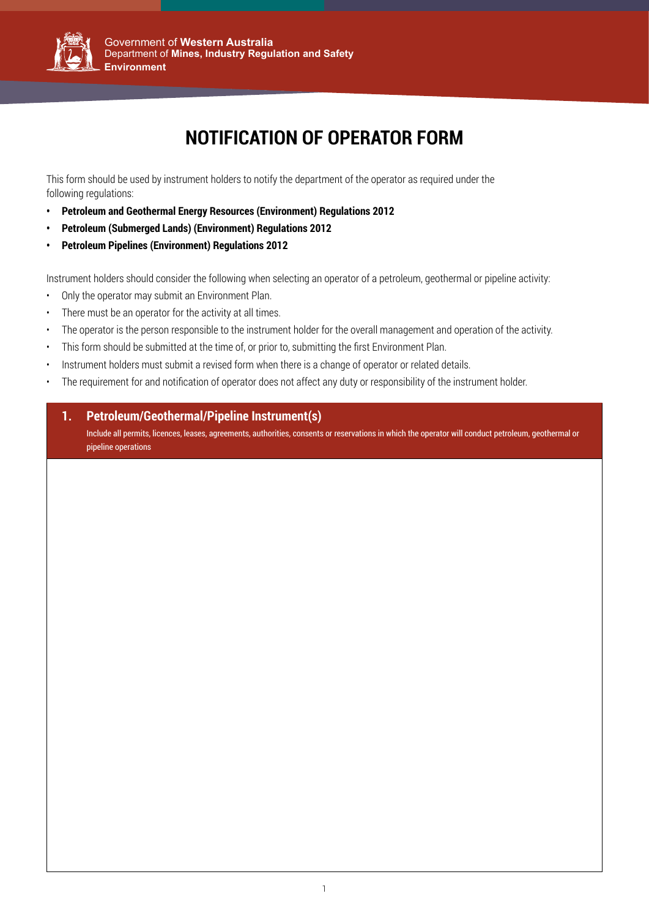Government of **Western Australia**
Department of **Mines, Industry Regulation and Safety**
**Environment**

# NOTIFICATION OF OPERATOR FORM

This form should be used by instrument holders to notify the department of the operator as required under the following regulations:

- **Petroleum and Geothermal Energy Resources (Environment) Regulations 2012**
- **Petroleum (Submerged Lands) (Environment) Regulations 2012**
- **Petroleum Pipelines (Environment) Regulations 2012**

Instrument holders should consider the following when selecting an operator of a petroleum, geothermal or pipeline activity:

- Only the operator may submit an Environment Plan.
- There must be an operator for the activity at all times.
- The operator is the person responsible to the instrument holder for the overall management and operation of the activity.
- This form should be submitted at the time of, or prior to, submitting the first Environment Plan.
- Instrument holders must submit a revised form when there is a change of operator or related details.
- The requirement for and notification of operator does not affect any duty or responsibility of the instrument holder.

## 1. Petroleum/Geothermal/Pipeline Instrument(s)

Include all permits, licences, leases, agreements, authorities, consents or reservations in which the operator will conduct petroleum, geothermal or pipeline operations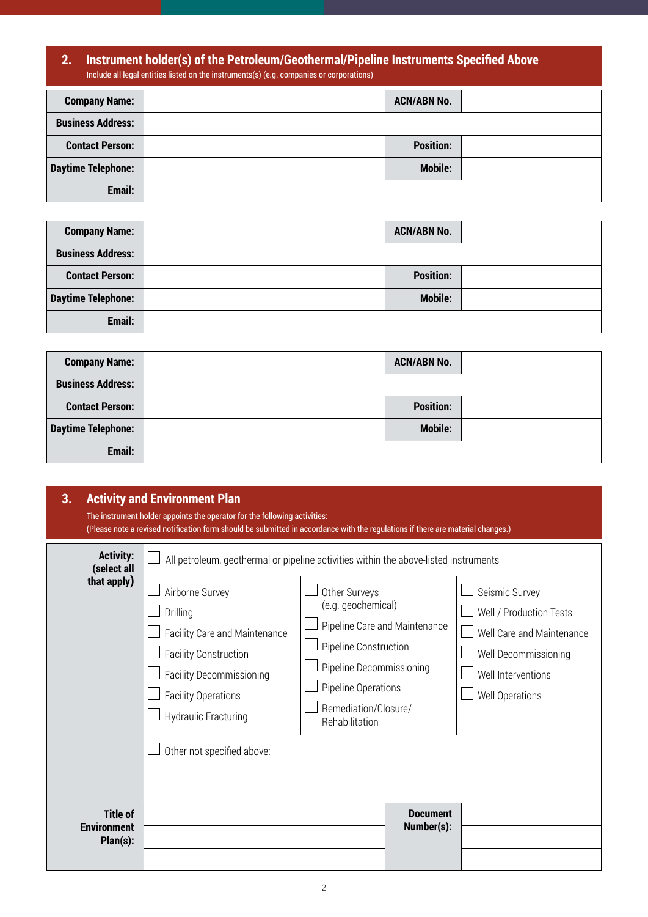## 2. Instrument holder(s) of the Petroleum/Geothermal/Pipeline Instruments Specified Above

Include all legal entities listed on the instruments(s) (e.g. companies or corporations)

| **Company Name:** | | **ACN/ABN No.** | |
|---|---|---|---|
| **Business Address:** | | | |
| **Contact Person:** | | **Position:** | |
| **Daytime Telephone:** | | **Mobile:** | |
| **Email:** | | | |

| **Company Name:** | | **ACN/ABN No.** | |
|---|---|---|---|
| **Business Address:** | | | |
| **Contact Person:** | | **Position:** | |
| **Daytime Telephone:** | | **Mobile:** | |
| **Email:** | | | |

| **Company Name:** | | **ACN/ABN No.** | |
|---|---|---|---|
| **Business Address:** | | | |
| **Contact Person:** | | **Position:** | |
| **Daytime Telephone:** | | **Mobile:** | |
| **Email:** | | | |

## 3. Activity and Environment Plan

The instrument holder appoints the operator for the following activities:
(Please note a revised notification form should be submitted in accordance with the regulations if there are material changes.)

**Activity: (select all that apply)**

- ☐ All petroleum, geothermal or pipeline activities within the above-listed instruments

| | | |
|---|---|---|
| ☐ Airborne Survey | ☐ Other Surveys (e.g. geochemical) | ☐ Seismic Survey |
| ☐ Drilling | ☐ Pipeline Care and Maintenance | ☐ Well / Production Tests |
| ☐ Facility Care and Maintenance | ☐ Pipeline Construction | ☐ Well Care and Maintenance |
| ☐ Facility Construction | ☐ Pipeline Decommissioning | ☐ Well Decommissioning |
| ☐ Facility Decommissioning | ☐ Pipeline Operations | ☐ Well Interventions |
| ☐ Facility Operations | ☐ Remediation/Closure/ Rehabilitation | ☐ Well Operations |
| ☐ Hydraulic Fracturing | | |

- ☐ Other not specified above:

| **Title of Environment Plan(s):** | | **Document Number(s):** | |
|---|---|---|---|
| | | | |
| | | | |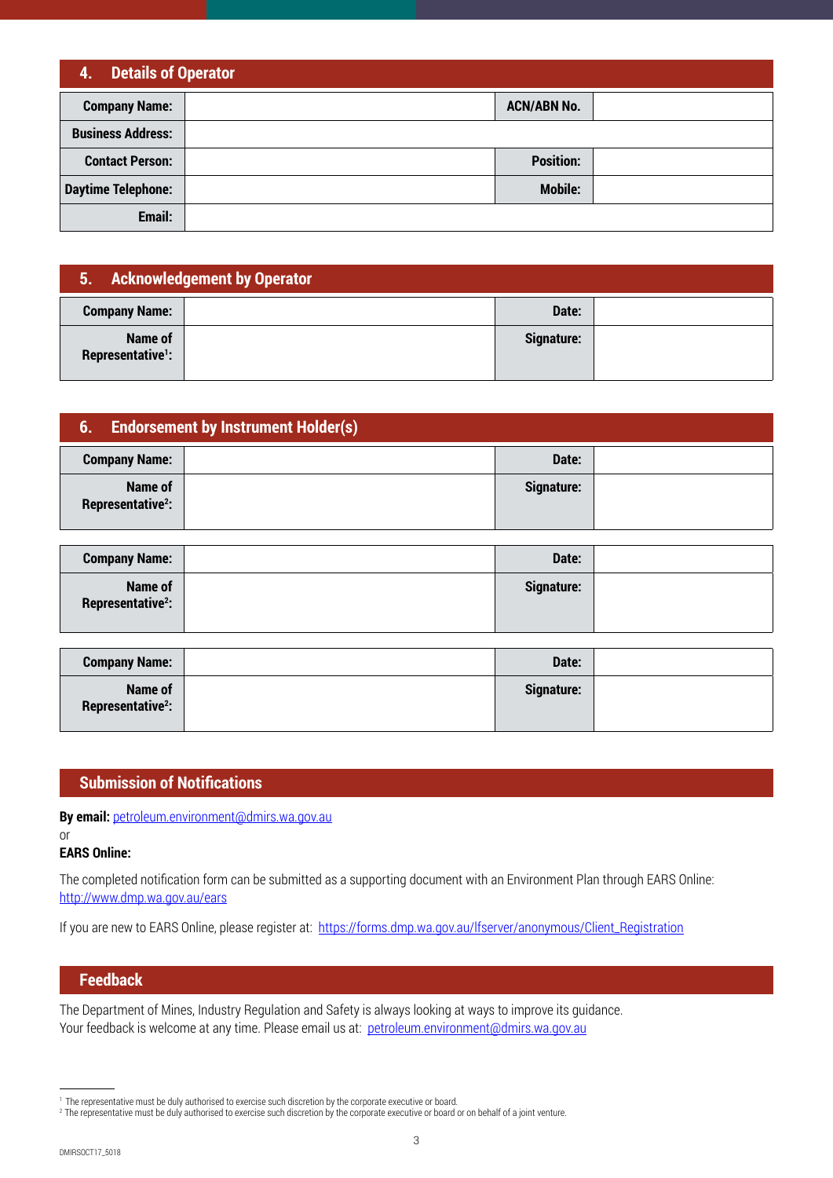## 4. Details of Operator

| | | | |
|---|---|---|---|
| **Company Name:** | | **ACN/ABN No.** | |
| **Business Address:** | | | |
| **Contact Person:** | | **Position:** | |
| **Daytime Telephone:** | | **Mobile:** | |
| **Email:** | | | |

## 5. Acknowledgement by Operator

| | | | |
|---|---|---|---|
| **Company Name:** | | **Date:** | |
| **Name of Representative[1]:** | | **Signature:** | |

## 6. Endorsement by Instrument Holder(s)

| | | | |
|---|---|---|---|
| **Company Name:** | | **Date:** | |
| **Name of Representative[2]:** | | **Signature:** | |

| | | | |
|---|---|---|---|
| **Company Name:** | | **Date:** | |
| **Name of Representative[2]:** | | **Signature:** | |

| | | | |
|---|---|---|---|
| **Company Name:** | | **Date:** | |
| **Name of Representative[2]:** | | **Signature:** | |

## Submission of Notifications

**By email:** petroleum.environment@dmirs.wa.gov.au

or

**EARS Online:**

The completed notification form can be submitted as a supporting document with an Environment Plan through EARS Online: http://www.dmp.wa.gov.au/ears

If you are new to EARS Online, please register at: https://forms.dmp.wa.gov.au/lfserver/anonymous/Client_Registration

## Feedback

The Department of Mines, Industry Regulation and Safety is always looking at ways to improve its guidance.
Your feedback is welcome at any time. Please email us at: petroleum.environment@dmirs.wa.gov.au

---

[1] The representative must be duly authorised to exercise such discretion by the corporate executive or board.

[2] The representative must be duly authorised to exercise such discretion by the corporate executive or board or on behalf of a joint venture.

DMIRSOCT17_5018